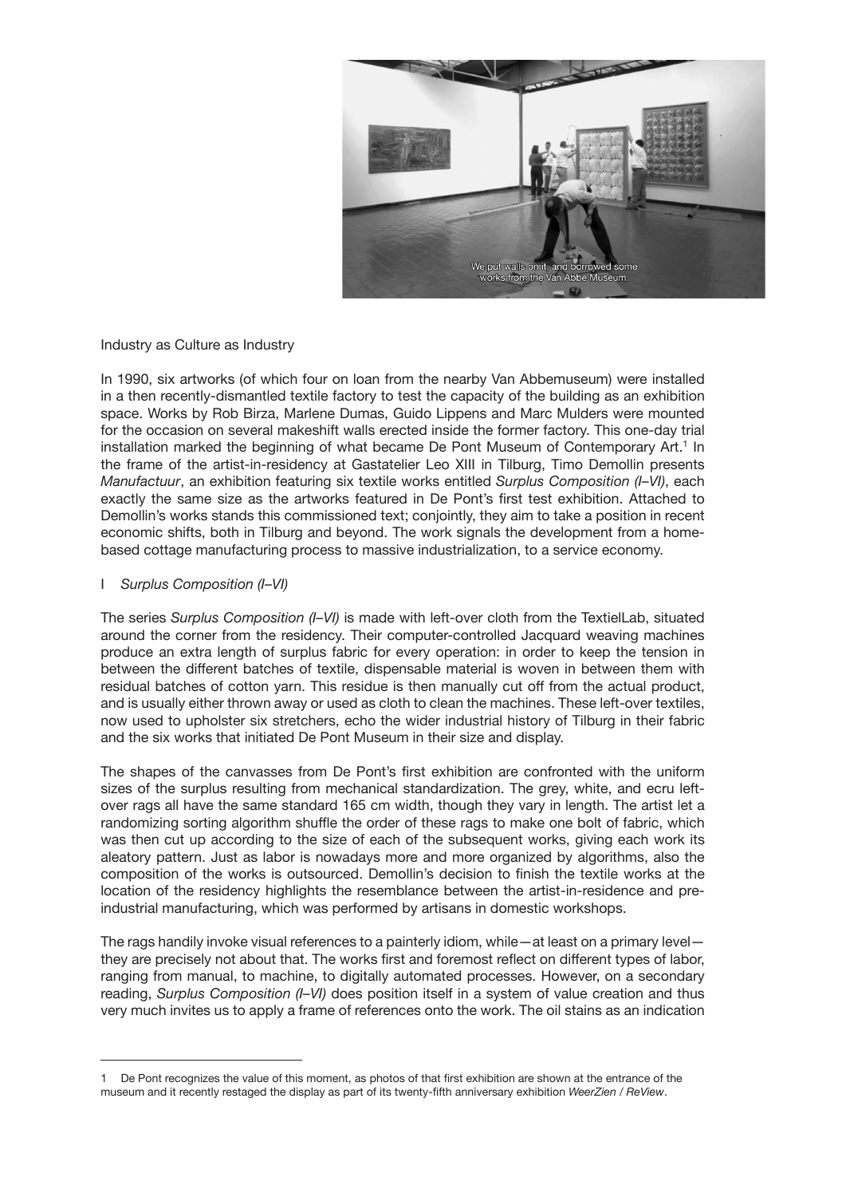Industry as Culture as Industry

In 1990, six artworks (of which four on loan from the nearby Van Abbemuseum) were installed in a then recently-dismantled textile factory to test the capacity of the building as an exhibition space. Works by Rob Birza, Marlene Dumas, Guido Lippens and Marc Mulders were mounted for the occasion on several makeshift walls erected inside the former factory. This one-day trial installation marked the beginning of what became De Pont Museum of Contemporary Art.[1] In the frame of the artist-in-residency at Gastatelier Leo XIII in Tilburg, Timo Demollin presents *Manufactuur*, an exhibition featuring six textile works entitled *Surplus Composition (I–VI)*, each exactly the same size as the artworks featured in De Pont's first test exhibition. Attached to Demollin's works stands this commissioned text; conjointly, they aim to take a position in recent economic shifts, both in Tilburg and beyond. The work signals the development from a home-based cottage manufacturing process to massive industrialization, to a service economy.

## I *Surplus Composition (I–VI)*

The series *Surplus Composition (I–VI)* is made with left-over cloth from the TextielLab, situated around the corner from the residency. Their computer-controlled Jacquard weaving machines produce an extra length of surplus fabric for every operation: in order to keep the tension in between the different batches of textile, dispensable material is woven in between them with residual batches of cotton yarn. This residue is then manually cut off from the actual product, and is usually either thrown away or used as cloth to clean the machines. These left-over textiles, now used to upholster six stretchers, echo the wider industrial history of Tilburg in their fabric and the six works that initiated De Pont Museum in their size and display.

The shapes of the canvasses from De Pont's first exhibition are confronted with the uniform sizes of the surplus resulting from mechanical standardization. The grey, white, and ecru left-over rags all have the same standard 165 cm width, though they vary in length. The artist let a randomizing sorting algorithm shuffle the order of these rags to make one bolt of fabric, which was then cut up according to the size of each of the subsequent works, giving each work its aleatory pattern. Just as labor is nowadays more and more organized by algorithms, also the composition of the works is outsourced. Demollin's decision to finish the textile works at the location of the residency highlights the resemblance between the artist-in-residence and pre-industrial manufacturing, which was performed by artisans in domestic workshops.

The rags handily invoke visual references to a painterly idiom, while—at least on a primary level—they are precisely not about that. The works first and foremost reflect on different types of labor, ranging from manual, to machine, to digitally automated processes. However, on a secondary reading, *Surplus Composition (I–VI)* does position itself in a system of value creation and thus very much invites us to apply a frame of references onto the work. The oil stains as an indication

---

1 De Pont recognizes the value of this moment, as photos of that first exhibition are shown at the entrance of the museum and it recently restaged the display as part of its twenty-fifth anniversary exhibition *WeerZien / ReView*.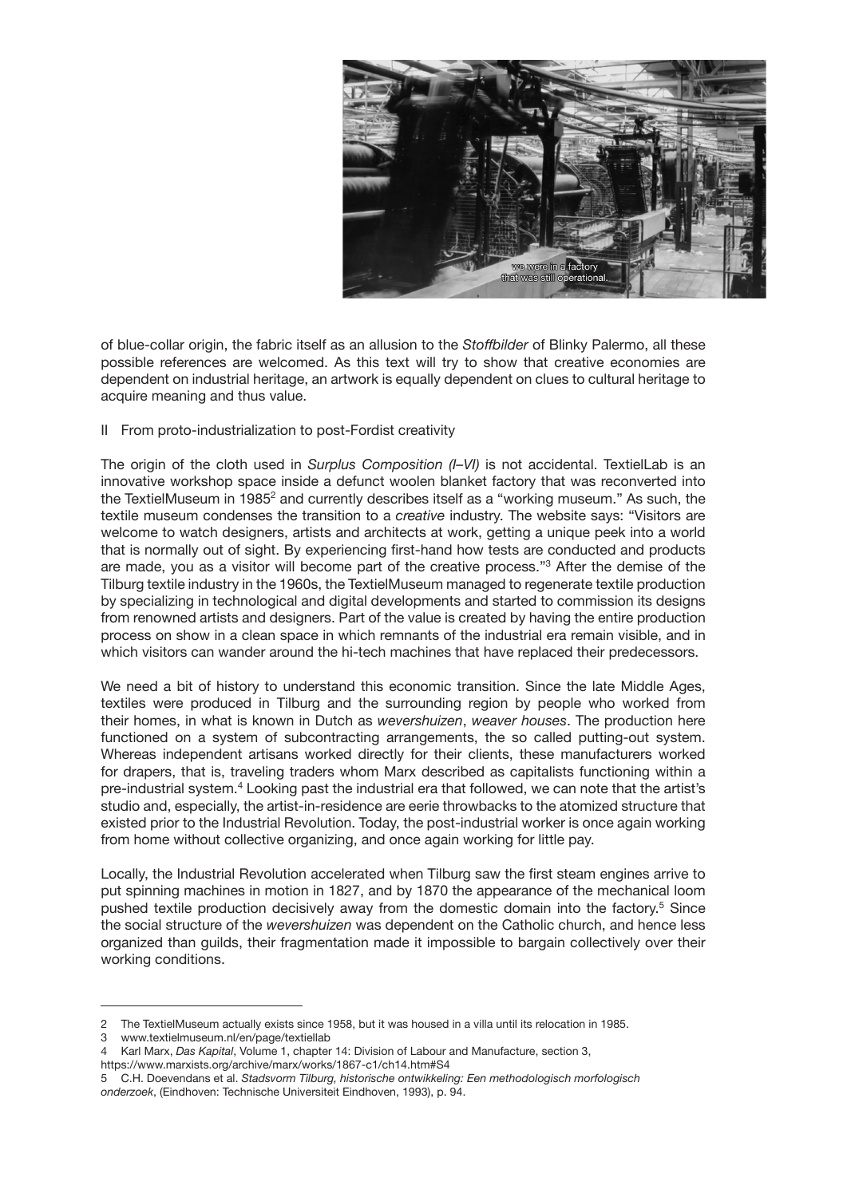of blue-collar origin, the fabric itself as an allusion to the *Stoffbilder* of Blinky Palermo, all these possible references are welcomed. As this text will try to show that creative economies are dependent on industrial heritage, an artwork is equally dependent on clues to cultural heritage to acquire meaning and thus value.

## II From proto-industrialization to post-Fordist creativity

The origin of the cloth used in *Surplus Composition (I–VI)* is not accidental. TextielLab is an innovative workshop space inside a defunct woolen blanket factory that was reconverted into the TextielMuseum in 1985[2] and currently describes itself as a "working museum." As such, the textile museum condenses the transition to a *creative* industry. The website says: "Visitors are welcome to watch designers, artists and architects at work, getting a unique peek into a world that is normally out of sight. By experiencing first-hand how tests are conducted and products are made, you as a visitor will become part of the creative process."[3] After the demise of the Tilburg textile industry in the 1960s, the TextielMuseum managed to regenerate textile production by specializing in technological and digital developments and started to commission its designs from renowned artists and designers. Part of the value is created by having the entire production process on show in a clean space in which remnants of the industrial era remain visible, and in which visitors can wander around the hi-tech machines that have replaced their predecessors.

We need a bit of history to understand this economic transition. Since the late Middle Ages, textiles were produced in Tilburg and the surrounding region by people who worked from their homes, in what is known in Dutch as *wevershuizen*, *weaver houses*. The production here functioned on a system of subcontracting arrangements, the so called putting-out system. Whereas independent artisans worked directly for their clients, these manufacturers worked for drapers, that is, traveling traders whom Marx described as capitalists functioning within a pre-industrial system.[4] Looking past the industrial era that followed, we can note that the artist's studio and, especially, the artist-in-residence are eerie throwbacks to the atomized structure that existed prior to the Industrial Revolution. Today, the post-industrial worker is once again working from home without collective organizing, and once again working for little pay.

Locally, the Industrial Revolution accelerated when Tilburg saw the first steam engines arrive to put spinning machines in motion in 1827, and by 1870 the appearance of the mechanical loom pushed textile production decisively away from the domestic domain into the factory.[5] Since the social structure of the *wevershuizen* was dependent on the Catholic church, and hence less organized than guilds, their fragmentation made it impossible to bargain collectively over their working conditions.

---

2 The TextielMuseum actually exists since 1958, but it was housed in a villa until its relocation in 1985.

3 www.textielmuseum.nl/en/page/textiellab

4 Karl Marx, *Das Kapital*, Volume 1, chapter 14: Division of Labour and Manufacture, section 3, https://www.marxists.org/archive/marx/works/1867-c1/ch14.htm#S4

5 C.H. Doevendans et al. *Stadsvorm Tilburg, historische ontwikkeling: Een methodologisch morfologisch onderzoek*, (Eindhoven: Technische Universiteit Eindhoven, 1993), p. 94.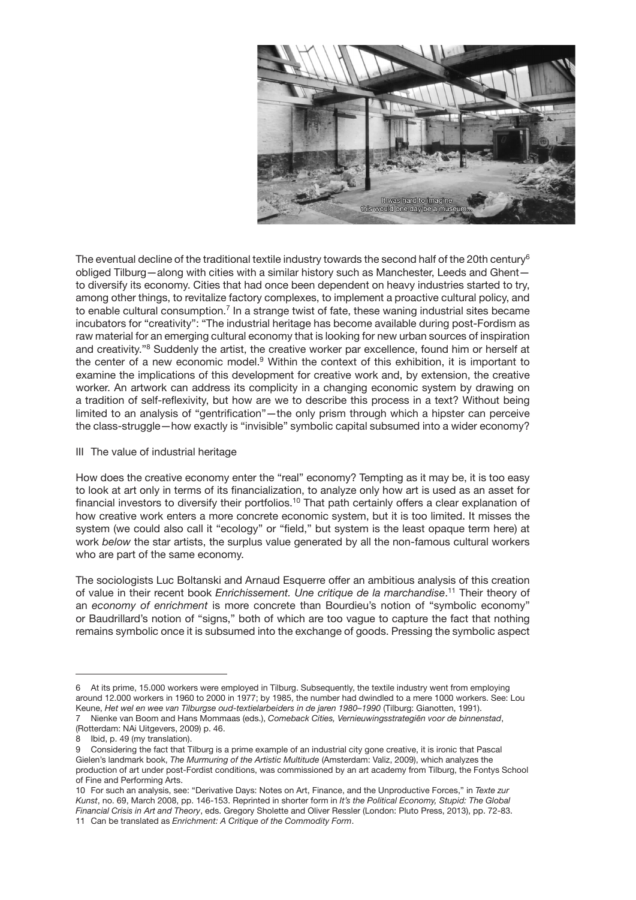The eventual decline of the traditional textile industry towards the second half of the 20th century[6] obliged Tilburg—along with cities with a similar history such as Manchester, Leeds and Ghent—to diversify its economy. Cities that had once been dependent on heavy industries started to try, among other things, to revitalize factory complexes, to implement a proactive cultural policy, and to enable cultural consumption.[7] In a strange twist of fate, these waning industrial sites became incubators for "creativity": "The industrial heritage has become available during post-Fordism as raw material for an emerging cultural economy that is looking for new urban sources of inspiration and creativity."[8] Suddenly the artist, the creative worker par excellence, found him or herself at the center of a new economic model.[9] Within the context of this exhibition, it is important to examine the implications of this development for creative work and, by extension, the creative worker. An artwork can address its complicity in a changing economic system by drawing on a tradition of self-reflexivity, but how are we to describe this process in a text? Without being limited to an analysis of "gentrification"—the only prism through which a hipster can perceive the class-struggle—how exactly is "invisible" symbolic capital subsumed into a wider economy?

## III The value of industrial heritage

How does the creative economy enter the "real" economy? Tempting as it may be, it is too easy to look at art only in terms of its financialization, to analyze only how art is used as an asset for financial investors to diversify their portfolios.[10] That path certainly offers a clear explanation of how creative work enters a more concrete economic system, but it is too limited. It misses the system (we could also call it "ecology" or "field," but system is the least opaque term here) at work *below* the star artists, the surplus value generated by all the non-famous cultural workers who are part of the same economy.

The sociologists Luc Boltanski and Arnaud Esquerre offer an ambitious analysis of this creation of value in their recent book *Enrichissement. Une critique de la marchandise*.[11] Their theory of an *economy of enrichment* is more concrete than Bourdieu's notion of "symbolic economy" or Baudrillard's notion of "signs," both of which are too vague to capture the fact that nothing remains symbolic once it is subsumed into the exchange of goods. Pressing the symbolic aspect

---

6 At its prime, 15.000 workers were employed in Tilburg. Subsequently, the textile industry went from employing around 12.000 workers in 1960 to 2000 in 1977; by 1985, the number had dwindled to a mere 1000 workers. See: Lou Keune, *Het wel en wee van Tilburgse oud-textielarbeiders in de jaren 1980–1990* (Tilburg: Gianotten, 1991).

7 Nienke van Boom and Hans Mommaas (eds.), *Comeback Cities, Vernieuwingsstrategiën voor de binnenstad*, (Rotterdam: NAi Uitgevers, 2009) p. 46.

8 Ibid, p. 49 (my translation).

9 Considering the fact that Tilburg is a prime example of an industrial city gone creative, it is ironic that Pascal Gielen's landmark book, *The Murmuring of the Artistic Multitude* (Amsterdam: Valiz, 2009), which analyzes the production of art under post-Fordist conditions, was commissioned by an art academy from Tilburg, the Fontys School of Fine and Performing Arts.

10 For such an analysis, see: "Derivative Days: Notes on Art, Finance, and the Unproductive Forces," in *Texte zur Kunst*, no. 69, March 2008, pp. 146-153. Reprinted in shorter form in *It's the Political Economy, Stupid: The Global Financial Crisis in Art and Theory*, eds. Gregory Sholette and Oliver Ressler (London: Pluto Press, 2013), pp. 72-83.

11 Can be translated as *Enrichment: A Critique of the Commodity Form*.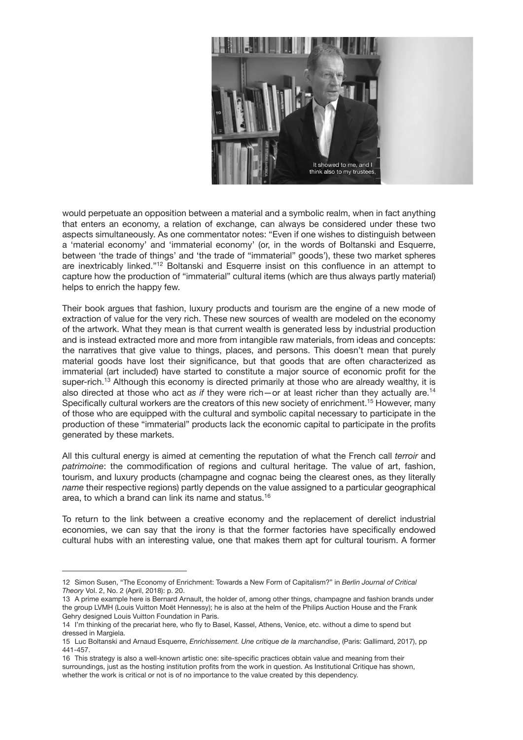would perpetuate an opposition between a material and a symbolic realm, when in fact anything that enters an economy, a relation of exchange, can always be considered under these two aspects simultaneously. As one commentator notes: "Even if one wishes to distinguish between a 'material economy' and 'immaterial economy' (or, in the words of Boltanski and Esquerre, between 'the trade of things' and 'the trade of "immaterial" goods'), these two market spheres are inextricably linked."[12] Boltanski and Esquerre insist on this confluence in an attempt to capture how the production of "immaterial" cultural items (which are thus always partly material) helps to enrich the happy few.

Their book argues that fashion, luxury products and tourism are the engine of a new mode of extraction of value for the very rich. These new sources of wealth are modeled on the economy of the artwork. What they mean is that current wealth is generated less by industrial production and is instead extracted more and more from intangible raw materials, from ideas and concepts: the narratives that give value to things, places, and persons. This doesn't mean that purely material goods have lost their significance, but that goods that are often characterized as immaterial (art included) have started to constitute a major source of economic profit for the super-rich.[13] Although this economy is directed primarily at those who are already wealthy, it is also directed at those who act *as if* they were rich—or at least richer than they actually are.[14] Specifically cultural workers are the creators of this new society of enrichment.[15] However, many of those who are equipped with the cultural and symbolic capital necessary to participate in the production of these "immaterial" products lack the economic capital to participate in the profits generated by these markets.

All this cultural energy is aimed at cementing the reputation of what the French call *terroir* and *patrimoine*: the commodification of regions and cultural heritage. The value of art, fashion, tourism, and luxury products (champagne and cognac being the clearest ones, as they literally *name* their respective regions) partly depends on the value assigned to a particular geographical area, to which a brand can link its name and status.[16]

To return to the link between a creative economy and the replacement of derelict industrial economies, we can say that the irony is that the former factories have specifically endowed cultural hubs with an interesting value, one that makes them apt for cultural tourism. A former

---

12 Simon Susen, "The Economy of Enrichment: Towards a New Form of Capitalism?" in *Berlin Journal of Critical Theory* Vol. 2, No. 2 (April, 2018): p. 20.

13 A prime example here is Bernard Arnault, the holder of, among other things, champagne and fashion brands under the group LVMH (Louis Vuitton Moët Hennessy); he is also at the helm of the Philips Auction House and the Frank Gehry designed Louis Vuitton Foundation in Paris.

14 I'm thinking of the precariat here, who fly to Basel, Kassel, Athens, Venice, etc. without a dime to spend but dressed in Margiela.

15 Luc Boltanski and Arnaud Esquerre, *Enrichissement. Une critique de la marchandise*, (Paris: Gallimard, 2017), pp 441-457.

16 This strategy is also a well-known artistic one: site-specific practices obtain value and meaning from their surroundings, just as the hosting institution profits from the work in question. As Institutional Critique has shown, whether the work is critical or not is of no importance to the value created by this dependency.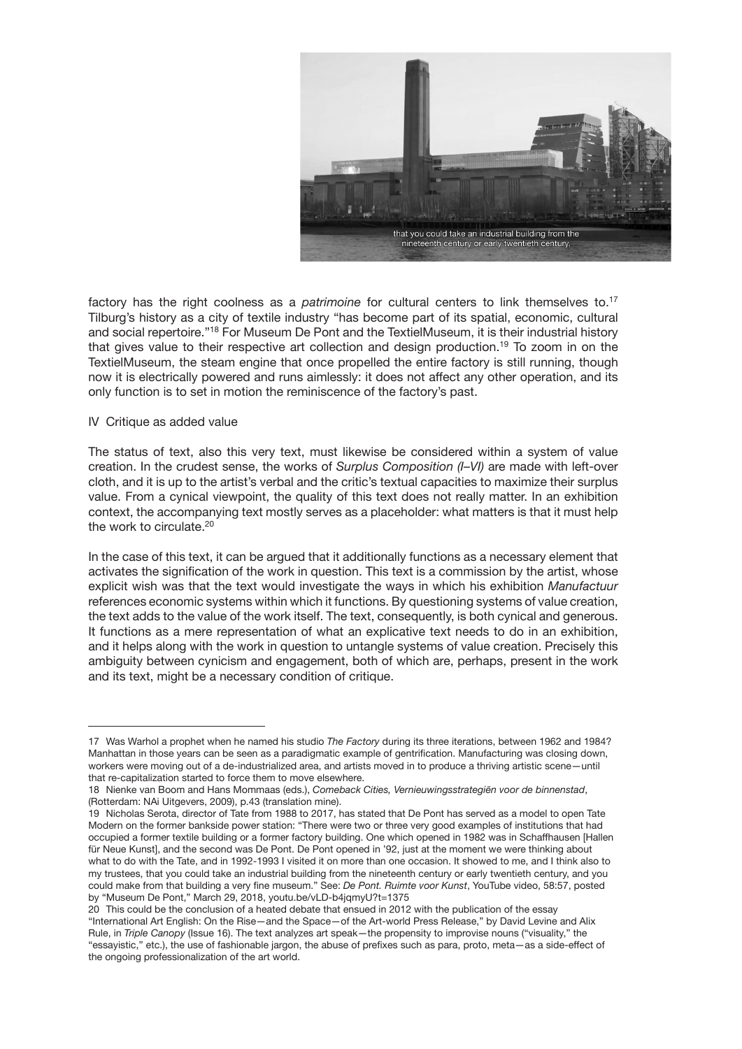factory has the right coolness as a *patrimoine* for cultural centers to link themselves to.[17] Tilburg's history as a city of textile industry "has become part of its spatial, economic, cultural and social repertoire."[18] For Museum De Pont and the TextielMuseum, it is their industrial history that gives value to their respective art collection and design production.[19] To zoom in on the TextielMuseum, the steam engine that once propelled the entire factory is still running, though now it is electrically powered and runs aimlessly: it does not affect any other operation, and its only function is to set in motion the reminiscence of the factory's past.

## IV Critique as added value

The status of text, also this very text, must likewise be considered within a system of value creation. In the crudest sense, the works of *Surplus Composition (I–VI)* are made with left-over cloth, and it is up to the artist's verbal and the critic's textual capacities to maximize their surplus value. From a cynical viewpoint, the quality of this text does not really matter. In an exhibition context, the accompanying text mostly serves as a placeholder: what matters is that it must help the work to circulate.[20]

In the case of this text, it can be argued that it additionally functions as a necessary element that activates the signification of the work in question. This text is a commission by the artist, whose explicit wish was that the text would investigate the ways in which his exhibition *Manufactuur* references economic systems within which it functions. By questioning systems of value creation, the text adds to the value of the work itself. The text, consequently, is both cynical and generous. It functions as a mere representation of what an explicative text needs to do in an exhibition, and it helps along with the work in question to untangle systems of value creation. Precisely this ambiguity between cynicism and engagement, both of which are, perhaps, present in the work and its text, might be a necessary condition of critique.

---

17 Was Warhol a prophet when he named his studio *The Factory* during its three iterations, between 1962 and 1984? Manhattan in those years can be seen as a paradigmatic example of gentrification. Manufacturing was closing down, workers were moving out of a de-industrialized area, and artists moved in to produce a thriving artistic scene—until that re-capitalization started to force them to move elsewhere.

18 Nienke van Boom and Hans Mommaas (eds.), *Comeback Cities, Vernieuwingsstrategiën voor de binnenstad*, (Rotterdam: NAi Uitgevers, 2009), p.43 (translation mine).

19 Nicholas Serota, director of Tate from 1988 to 2017, has stated that De Pont has served as a model to open Tate Modern on the former bankside power station: "There were two or three very good examples of institutions that had occupied a former textile building or a former factory building. One which opened in 1982 was in Schaffhausen [Hallen für Neue Kunst], and the second was De Pont. De Pont opened in '92, just at the moment we were thinking about what to do with the Tate, and in 1992-1993 I visited it on more than one occasion. It showed to me, and I think also to my trustees, that you could take an industrial building from the nineteenth century or early twentieth century, and you could make from that building a very fine museum." See: *De Pont. Ruimte voor Kunst*, YouTube video, 58:57, posted by "Museum De Pont," March 29, 2018, youtu.be/vLD-b4jqmyU?t=1375

20 This could be the conclusion of a heated debate that ensued in 2012 with the publication of the essay "International Art English: On the Rise—and the Space—of the Art-world Press Release," by David Levine and Alix Rule, in *Triple Canopy* (Issue 16). The text analyzes art speak—the propensity to improvise nouns ("visuality," the "essayistic," etc.), the use of fashionable jargon, the abuse of prefixes such as para, proto, meta—as a side-effect of the ongoing professionalization of the art world.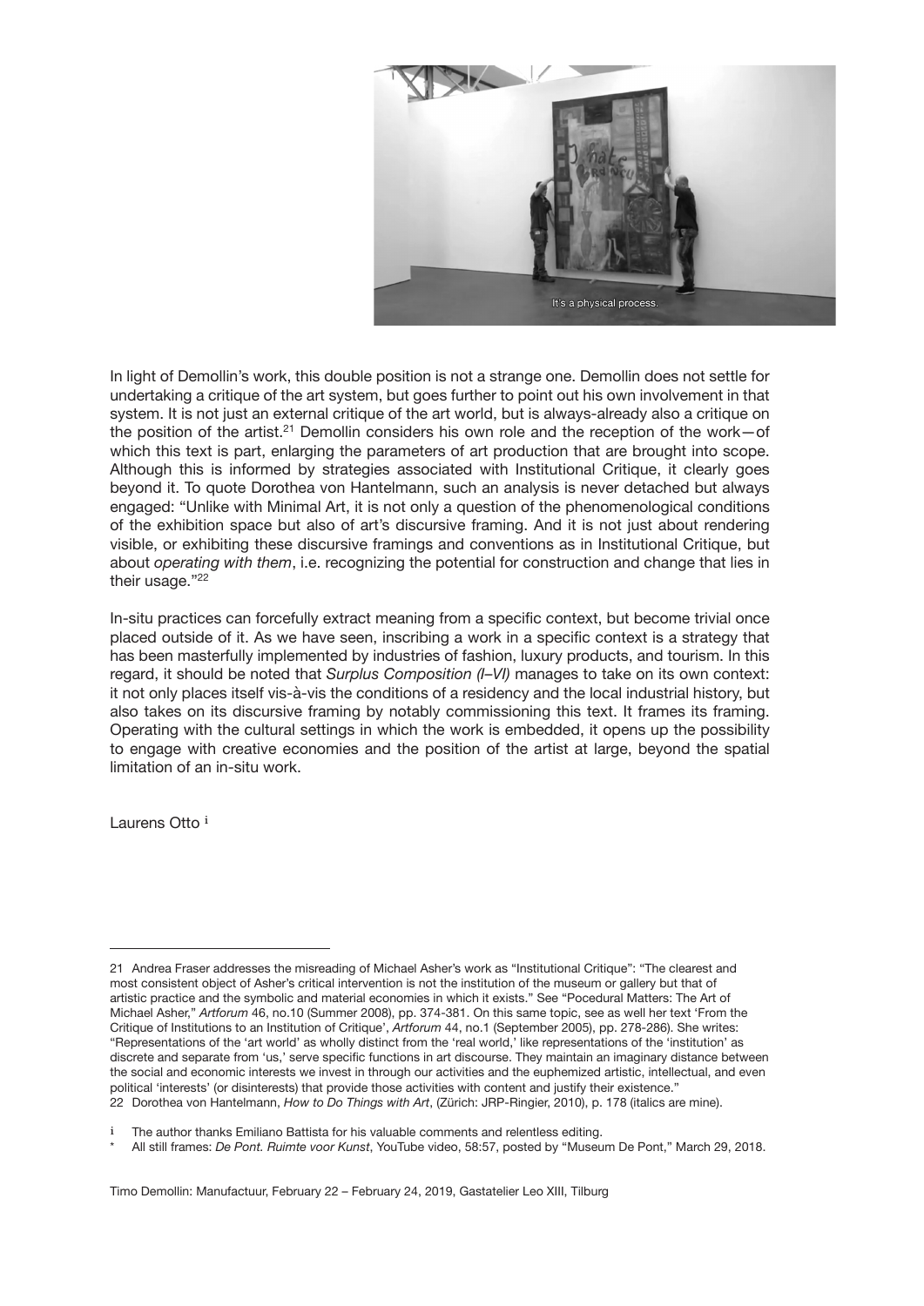In light of Demollin's work, this double position is not a strange one. Demollin does not settle for undertaking a critique of the art system, but goes further to point out his own involvement in that system. It is not just an external critique of the art world, but is always-already also a critique on the position of the artist.[21] Demollin considers his own role and the reception of the work—of which this text is part, enlarging the parameters of art production that are brought into scope. Although this is informed by strategies associated with Institutional Critique, it clearly goes beyond it. To quote Dorothea von Hantelmann, such an analysis is never detached but always engaged: "Unlike with Minimal Art, it is not only a question of the phenomenological conditions of the exhibition space but also of art's discursive framing. And it is not just about rendering visible, or exhibiting these discursive framings and conventions as in Institutional Critique, but about *operating with them*, i.e. recognizing the potential for construction and change that lies in their usage."[22]

In-situ practices can forcefully extract meaning from a specific context, but become trivial once placed outside of it. As we have seen, inscribing a work in a specific context is a strategy that has been masterfully implemented by industries of fashion, luxury products, and tourism. In this regard, it should be noted that *Surplus Composition (I–VI)* manages to take on its own context: it not only places itself vis-à-vis the conditions of a residency and the local industrial history, but also takes on its discursive framing by notably commissioning this text. It frames its framing. Operating with the cultural settings in which the work is embedded, it opens up the possibility to engage with creative economies and the position of the artist at large, beyond the spatial limitation of an in-situ work.

Laurens Otto [i]

---

21 Andrea Fraser addresses the misreading of Michael Asher's work as "Institutional Critique": "The clearest and most consistent object of Asher's critical intervention is not the institution of the museum or gallery but that of artistic practice and the symbolic and material economies in which it exists." See "Pocedural Matters: The Art of Michael Asher," *Artforum* 46, no.10 (Summer 2008), pp. 374-381. On this same topic, see as well her text 'From the Critique of Institutions to an Institution of Critique', *Artforum* 44, no.1 (September 2005), pp. 278-286). She writes: "Representations of the 'art world' as wholly distinct from the 'real world,' like representations of the 'institution' as discrete and separate from 'us,' serve specific functions in art discourse. They maintain an imaginary distance between the social and economic interests we invest in through our activities and the euphemized artistic, intellectual, and even political 'interests' (or disinterests) that provide those activities with content and justify their existence."

22 Dorothea von Hantelmann, *How to Do Things with Art*, (Zürich: JRP-Ringier, 2010), p. 178 (italics are mine).

i The author thanks Emiliano Battista for his valuable comments and relentless editing.

\* All still frames: *De Pont. Ruimte voor Kunst*, YouTube video, 58:57, posted by "Museum De Pont," March 29, 2018.

Timo Demollin: Manufactuur, February 22 – February 24, 2019, Gastatelier Leo XIII, Tilburg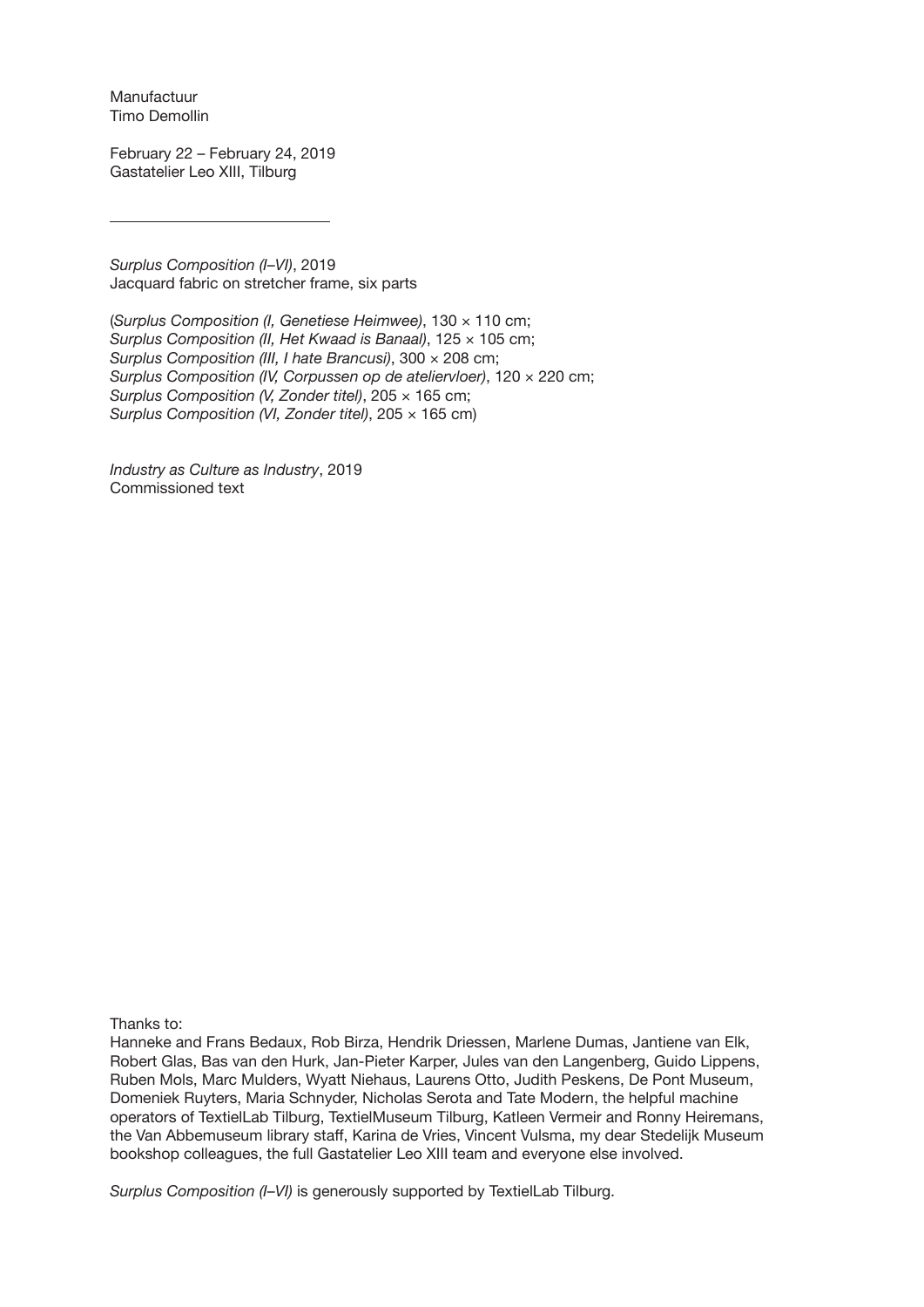Manufactuur
Timo Demollin

February 22 – February 24, 2019
Gastatelier Leo XIII, Tilburg

---

*Surplus Composition (I–VI)*, 2019
Jacquard fabric on stretcher frame, six parts

(*Surplus Composition (I, Genetiese Heimwee)*, 130 × 110 cm;
*Surplus Composition (II, Het Kwaad is Banaal)*, 125 × 105 cm;
*Surplus Composition (III, I hate Brancusi)*, 300 × 208 cm;
*Surplus Composition (IV, Corpussen op de ateliervloer)*, 120 × 220 cm;
*Surplus Composition (V, Zonder titel)*, 205 × 165 cm;
*Surplus Composition (VI, Zonder titel)*, 205 × 165 cm)

*Industry as Culture as Industry*, 2019
Commissioned text

Thanks to:
Hanneke and Frans Bedaux, Rob Birza, Hendrik Driessen, Marlene Dumas, Jantiene van Elk, Robert Glas, Bas van den Hurk, Jan-Pieter Karper, Jules van den Langenberg, Guido Lippens, Ruben Mols, Marc Mulders, Wyatt Niehaus, Laurens Otto, Judith Peskens, De Pont Museum, Domeniek Ruyters, Maria Schnyder, Nicholas Serota and Tate Modern, the helpful machine operators of TextielLab Tilburg, TextielMuseum Tilburg, Katleen Vermeir and Ronny Heiremans, the Van Abbemuseum library staff, Karina de Vries, Vincent Vulsma, my dear Stedelijk Museum bookshop colleagues, the full Gastatelier Leo XIII team and everyone else involved.

*Surplus Composition (I–VI)* is generously supported by TextielLab Tilburg.